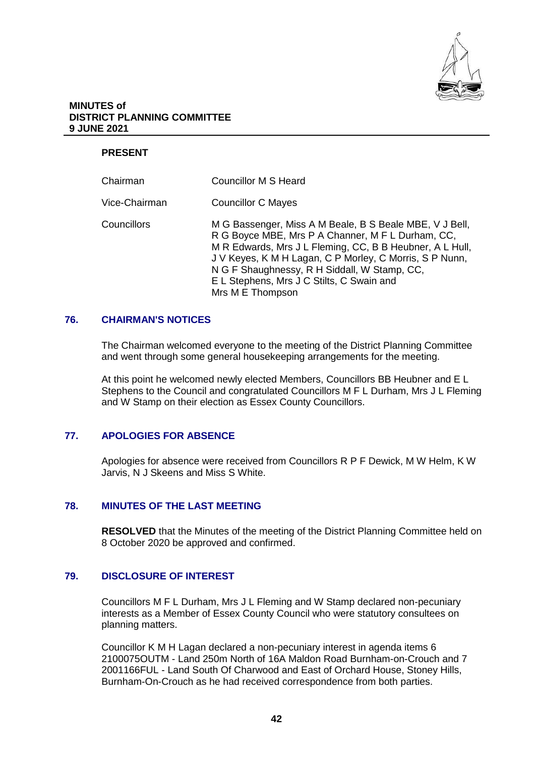**MINUTES of**
**DISTRICT PLANNING COMMITTEE**
**9 JUNE 2021**

**PRESENT**

| | |
|---|---|
| Chairman | Councillor M S Heard |
| Vice-Chairman | Councillor C Mayes |
| Councillors | M G Bassenger, Miss A M Beale, B S Beale MBE, V J Bell, R G Boyce MBE, Mrs P A Channer, M F L Durham, CC, M R Edwards, Mrs J L Fleming, CC, B B Heubner, A L Hull, J V Keyes, K M H Lagan, C P Morley, C Morris, S P Nunn, N G F Shaughnessy, R H Siddall, W Stamp, CC, E L Stephens, Mrs J C Stilts, C Swain and Mrs M E Thompson |

## 76. CHAIRMAN'S NOTICES

The Chairman welcomed everyone to the meeting of the District Planning Committee and went through some general housekeeping arrangements for the meeting.

At this point he welcomed newly elected Members, Councillors BB Heubner and E L Stephens to the Council and congratulated Councillors M F L Durham, Mrs J L Fleming and W Stamp on their election as Essex County Councillors.

## 77. APOLOGIES FOR ABSENCE

Apologies for absence were received from Councillors R P F Dewick, M W Helm, K W Jarvis, N J Skeens and Miss S White.

## 78. MINUTES OF THE LAST MEETING

**RESOLVED** that the Minutes of the meeting of the District Planning Committee held on 8 October 2020 be approved and confirmed.

## 79. DISCLOSURE OF INTEREST

Councillors M F L Durham, Mrs J L Fleming and W Stamp declared non-pecuniary interests as a Member of Essex County Council who were statutory consultees on planning matters.

Councillor K M H Lagan declared a non-pecuniary interest in agenda items 6 2100075OUTM - Land 250m North of 16A Maldon Road Burnham-on-Crouch and 7 2001166FUL - Land South Of Charwood and East of Orchard House, Stoney Hills, Burnham-On-Crouch as he had received correspondence from both parties.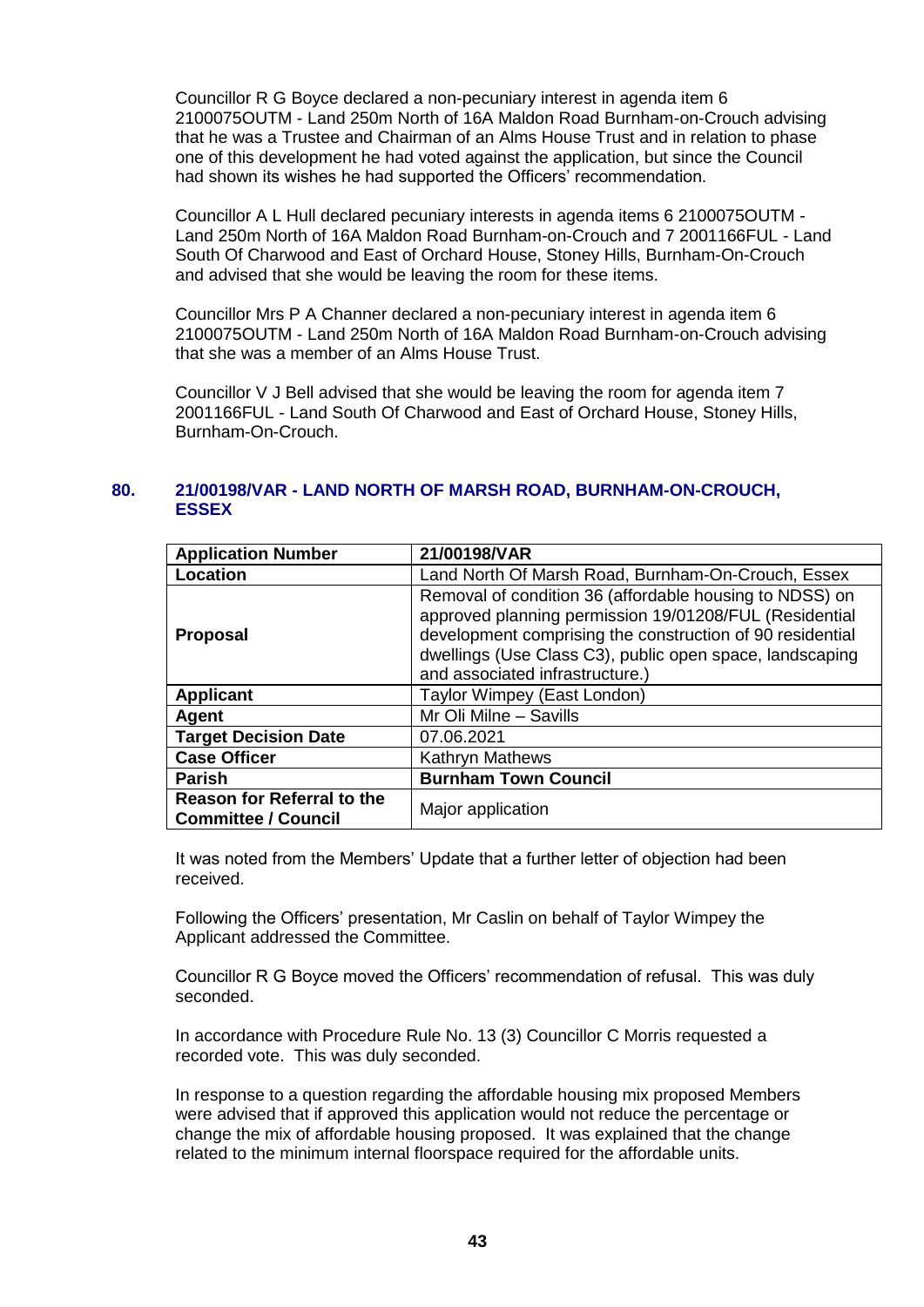Councillor R G Boyce declared a non-pecuniary interest in agenda item 6 2100075OUTM - Land 250m North of 16A Maldon Road Burnham-on-Crouch advising that he was a Trustee and Chairman of an Alms House Trust and in relation to phase one of this development he had voted against the application, but since the Council had shown its wishes he had supported the Officers' recommendation.

Councillor A L Hull declared pecuniary interests in agenda items 6 2100075OUTM - Land 250m North of 16A Maldon Road Burnham-on-Crouch and 7 2001166FUL - Land South Of Charwood and East of Orchard House, Stoney Hills, Burnham-On-Crouch and advised that she would be leaving the room for these items.

Councillor Mrs P A Channer declared a non-pecuniary interest in agenda item 6 2100075OUTM - Land 250m North of 16A Maldon Road Burnham-on-Crouch advising that she was a member of an Alms House Trust.

Councillor V J Bell advised that she would be leaving the room for agenda item 7 2001166FUL - Land South Of Charwood and East of Orchard House, Stoney Hills, Burnham-On-Crouch.

## 80. 21/00198/VAR - LAND NORTH OF MARSH ROAD, BURNHAM-ON-CROUCH, ESSEX

| **Application Number** | **21/00198/VAR** |
|---|---|
| **Location** | Land North Of Marsh Road, Burnham-On-Crouch, Essex |
| **Proposal** | Removal of condition 36 (affordable housing to NDSS) on approved planning permission 19/01208/FUL (Residential development comprising the construction of 90 residential dwellings (Use Class C3), public open space, landscaping and associated infrastructure.) |
| **Applicant** | Taylor Wimpey (East London) |
| **Agent** | Mr Oli Milne – Savills |
| **Target Decision Date** | 07.06.2021 |
| **Case Officer** | Kathryn Mathews |
| **Parish** | **Burnham Town Council** |
| **Reason for Referral to the Committee / Council** | Major application |

It was noted from the Members' Update that a further letter of objection had been received.

Following the Officers' presentation, Mr Caslin on behalf of Taylor Wimpey the Applicant addressed the Committee.

Councillor R G Boyce moved the Officers' recommendation of refusal. This was duly seconded.

In accordance with Procedure Rule No. 13 (3) Councillor C Morris requested a recorded vote. This was duly seconded.

In response to a question regarding the affordable housing mix proposed Members were advised that if approved this application would not reduce the percentage or change the mix of affordable housing proposed. It was explained that the change related to the minimum internal floorspace required for the affordable units.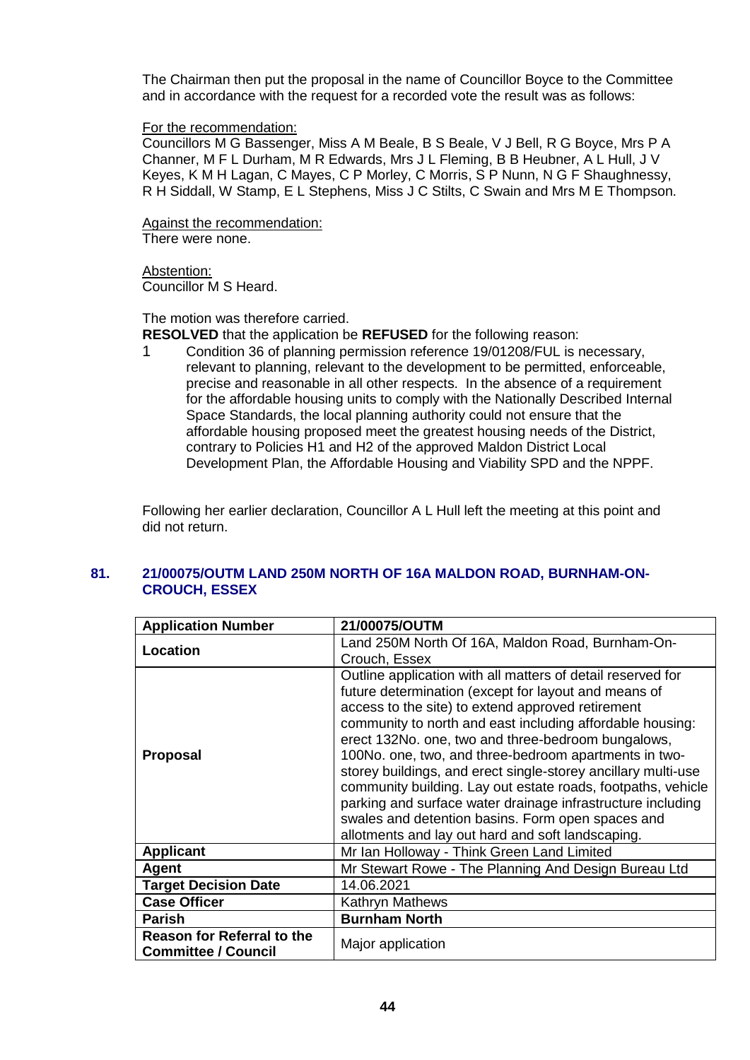The Chairman then put the proposal in the name of Councillor Boyce to the Committee and in accordance with the request for a recorded vote the result was as follows:

For the recommendation:
Councillors M G Bassenger, Miss A M Beale, B S Beale, V J Bell, R G Boyce, Mrs P A Channer, M F L Durham, M R Edwards, Mrs J L Fleming, B B Heubner, A L Hull, J V Keyes, K M H Lagan, C Mayes, C P Morley, C Morris, S P Nunn, N G F Shaughnessy, R H Siddall, W Stamp, E L Stephens, Miss J C Stilts, C Swain and Mrs M E Thompson.

Against the recommendation:
There were none.

Abstention:
Councillor M S Heard.

The motion was therefore carried.

**RESOLVED** that the application be **REFUSED** for the following reason:

1 Condition 36 of planning permission reference 19/01208/FUL is necessary, relevant to planning, relevant to the development to be permitted, enforceable, precise and reasonable in all other respects. In the absence of a requirement for the affordable housing units to comply with the Nationally Described Internal Space Standards, the local planning authority could not ensure that the affordable housing proposed meet the greatest housing needs of the District, contrary to Policies H1 and H2 of the approved Maldon District Local Development Plan, the Affordable Housing and Viability SPD and the NPPF.

Following her earlier declaration, Councillor A L Hull left the meeting at this point and did not return.

## 81. 21/00075/OUTM LAND 250M NORTH OF 16A MALDON ROAD, BURNHAM-ON-CROUCH, ESSEX

| **Application Number** | **21/00075/OUTM** |
|---|---|
| **Location** | Land 250M North Of 16A, Maldon Road, Burnham-On-Crouch, Essex |
| **Proposal** | Outline application with all matters of detail reserved for future determination (except for layout and means of access to the site) to extend approved retirement community to north and east including affordable housing: erect 132No. one, two and three-bedroom bungalows, 100No. one, two, and three-bedroom apartments in two-storey buildings, and erect single-storey ancillary multi-use community building. Lay out estate roads, footpaths, vehicle parking and surface water drainage infrastructure including swales and detention basins. Form open spaces and allotments and lay out hard and soft landscaping. |
| **Applicant** | Mr Ian Holloway - Think Green Land Limited |
| **Agent** | Mr Stewart Rowe - The Planning And Design Bureau Ltd |
| **Target Decision Date** | 14.06.2021 |
| **Case Officer** | Kathryn Mathews |
| **Parish** | **Burnham North** |
| **Reason for Referral to the Committee / Council** | Major application |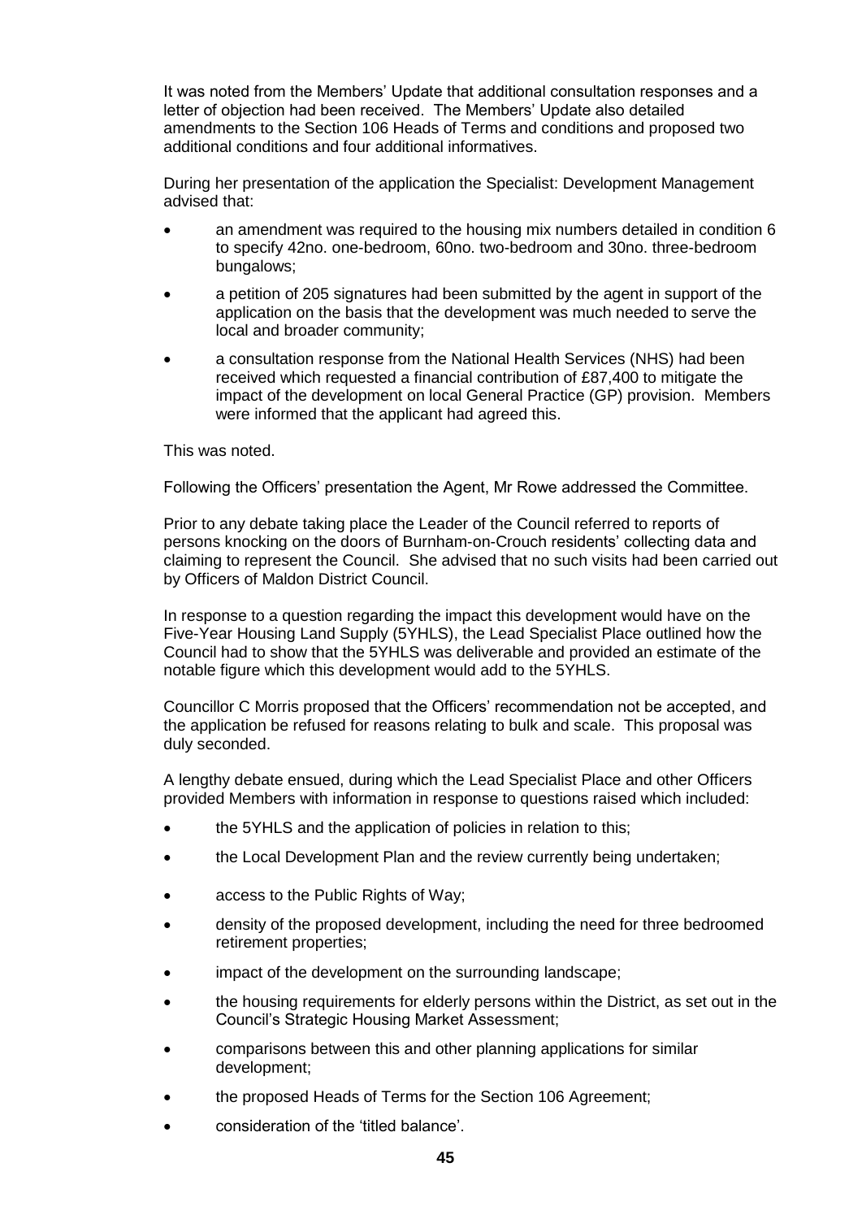It was noted from the Members' Update that additional consultation responses and a letter of objection had been received. The Members' Update also detailed amendments to the Section 106 Heads of Terms and conditions and proposed two additional conditions and four additional informatives.

During her presentation of the application the Specialist: Development Management advised that:

- an amendment was required to the housing mix numbers detailed in condition 6 to specify 42no. one-bedroom, 60no. two-bedroom and 30no. three-bedroom bungalows;
- a petition of 205 signatures had been submitted by the agent in support of the application on the basis that the development was much needed to serve the local and broader community;
- a consultation response from the National Health Services (NHS) had been received which requested a financial contribution of £87,400 to mitigate the impact of the development on local General Practice (GP) provision. Members were informed that the applicant had agreed this.

This was noted.

Following the Officers' presentation the Agent, Mr Rowe addressed the Committee.

Prior to any debate taking place the Leader of the Council referred to reports of persons knocking on the doors of Burnham-on-Crouch residents' collecting data and claiming to represent the Council. She advised that no such visits had been carried out by Officers of Maldon District Council.

In response to a question regarding the impact this development would have on the Five-Year Housing Land Supply (5YHLS), the Lead Specialist Place outlined how the Council had to show that the 5YHLS was deliverable and provided an estimate of the notable figure which this development would add to the 5YHLS.

Councillor C Morris proposed that the Officers' recommendation not be accepted, and the application be refused for reasons relating to bulk and scale. This proposal was duly seconded.

A lengthy debate ensued, during which the Lead Specialist Place and other Officers provided Members with information in response to questions raised which included:

- the 5YHLS and the application of policies in relation to this;
- the Local Development Plan and the review currently being undertaken;
- access to the Public Rights of Way;
- density of the proposed development, including the need for three bedroomed retirement properties;
- impact of the development on the surrounding landscape;
- the housing requirements for elderly persons within the District, as set out in the Council's Strategic Housing Market Assessment;
- comparisons between this and other planning applications for similar development;
- the proposed Heads of Terms for the Section 106 Agreement;
- consideration of the 'titled balance'.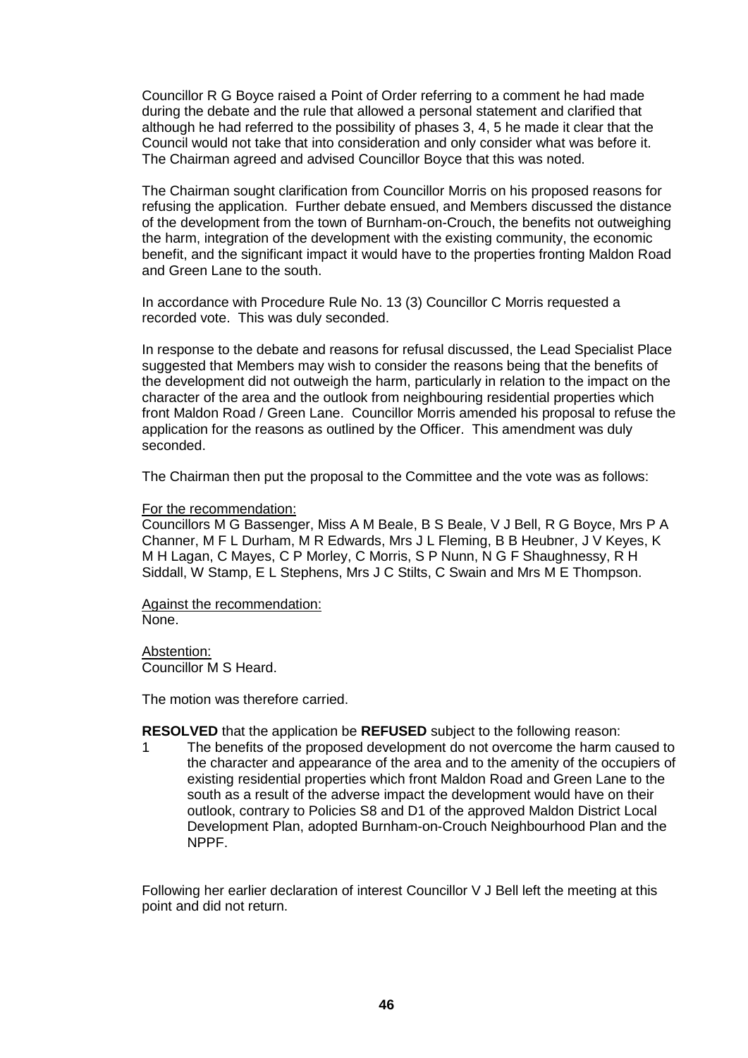Councillor R G Boyce raised a Point of Order referring to a comment he had made during the debate and the rule that allowed a personal statement and clarified that although he had referred to the possibility of phases 3, 4, 5 he made it clear that the Council would not take that into consideration and only consider what was before it. The Chairman agreed and advised Councillor Boyce that this was noted.

The Chairman sought clarification from Councillor Morris on his proposed reasons for refusing the application. Further debate ensued, and Members discussed the distance of the development from the town of Burnham-on-Crouch, the benefits not outweighing the harm, integration of the development with the existing community, the economic benefit, and the significant impact it would have to the properties fronting Maldon Road and Green Lane to the south.

In accordance with Procedure Rule No. 13 (3) Councillor C Morris requested a recorded vote. This was duly seconded.

In response to the debate and reasons for refusal discussed, the Lead Specialist Place suggested that Members may wish to consider the reasons being that the benefits of the development did not outweigh the harm, particularly in relation to the impact on the character of the area and the outlook from neighbouring residential properties which front Maldon Road / Green Lane. Councillor Morris amended his proposal to refuse the application for the reasons as outlined by the Officer. This amendment was duly seconded.

The Chairman then put the proposal to the Committee and the vote was as follows:

For the recommendation:
Councillors M G Bassenger, Miss A M Beale, B S Beale, V J Bell, R G Boyce, Mrs P A Channer, M F L Durham, M R Edwards, Mrs J L Fleming, B B Heubner, J V Keyes, K M H Lagan, C Mayes, C P Morley, C Morris, S P Nunn, N G F Shaughnessy, R H Siddall, W Stamp, E L Stephens, Mrs J C Stilts, C Swain and Mrs M E Thompson.

Against the recommendation:
None.

Abstention:
Councillor M S Heard.

The motion was therefore carried.

**RESOLVED** that the application be **REFUSED** subject to the following reason:

1. The benefits of the proposed development do not overcome the harm caused to the character and appearance of the area and to the amenity of the occupiers of existing residential properties which front Maldon Road and Green Lane to the south as a result of the adverse impact the development would have on their outlook, contrary to Policies S8 and D1 of the approved Maldon District Local Development Plan, adopted Burnham-on-Crouch Neighbourhood Plan and the NPPF.

Following her earlier declaration of interest Councillor V J Bell left the meeting at this point and did not return.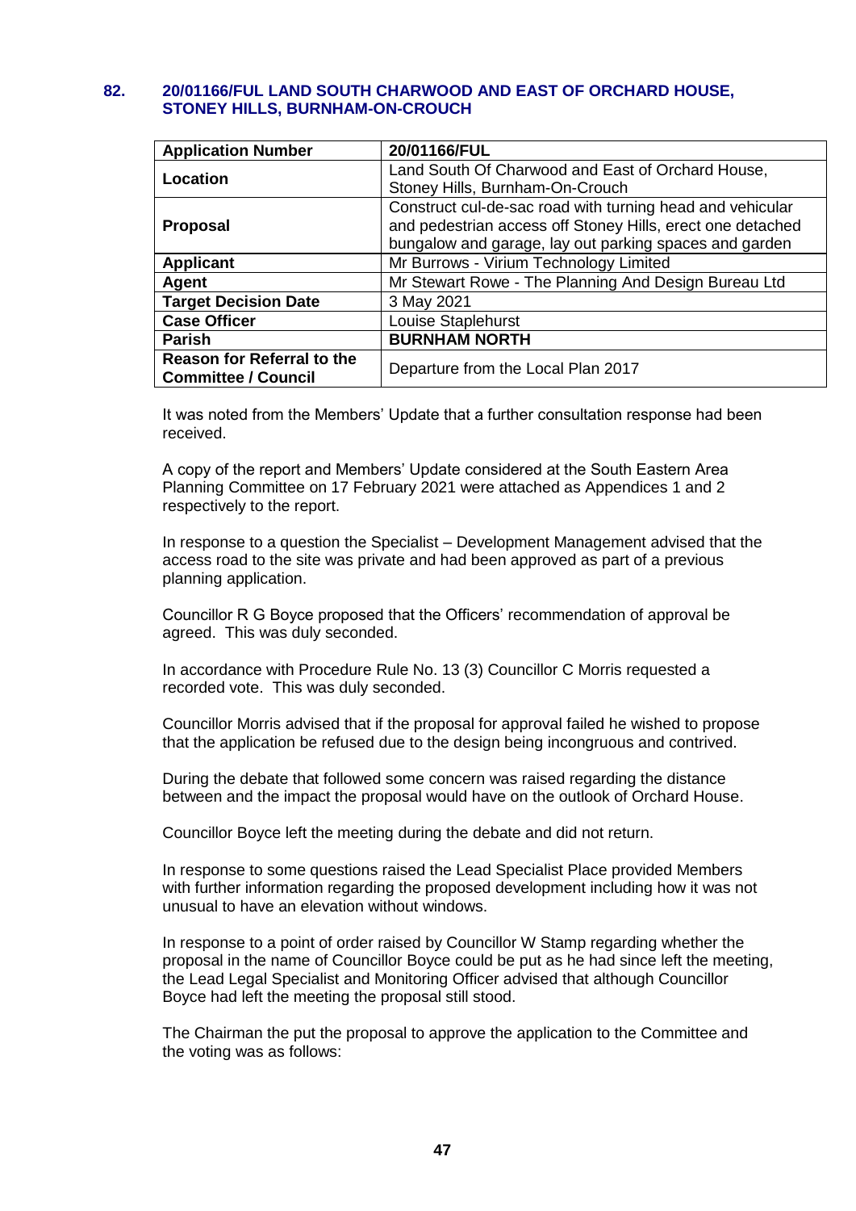### 82. 20/01166/FUL LAND SOUTH CHARWOOD AND EAST OF ORCHARD HOUSE, STONEY HILLS, BURNHAM-ON-CROUCH

| Application Number | 20/01166/FUL |
|---|---|
| Location | Land South Of Charwood and East of Orchard House, Stoney Hills, Burnham-On-Crouch |
| Proposal | Construct cul-de-sac road with turning head and vehicular and pedestrian access off Stoney Hills, erect one detached bungalow and garage, lay out parking spaces and garden |
| Applicant | Mr Burrows - Virium Technology Limited |
| Agent | Mr Stewart Rowe - The Planning And Design Bureau Ltd |
| Target Decision Date | 3 May 2021 |
| Case Officer | Louise Staplehurst |
| Parish | **BURNHAM NORTH** |
| Reason for Referral to the Committee / Council | Departure from the Local Plan 2017 |

It was noted from the Members' Update that a further consultation response had been received.

A copy of the report and Members' Update considered at the South Eastern Area Planning Committee on 17 February 2021 were attached as Appendices 1 and 2 respectively to the report.

In response to a question the Specialist – Development Management advised that the access road to the site was private and had been approved as part of a previous planning application.

Councillor R G Boyce proposed that the Officers' recommendation of approval be agreed. This was duly seconded.

In accordance with Procedure Rule No. 13 (3) Councillor C Morris requested a recorded vote. This was duly seconded.

Councillor Morris advised that if the proposal for approval failed he wished to propose that the application be refused due to the design being incongruous and contrived.

During the debate that followed some concern was raised regarding the distance between and the impact the proposal would have on the outlook of Orchard House.

Councillor Boyce left the meeting during the debate and did not return.

In response to some questions raised the Lead Specialist Place provided Members with further information regarding the proposed development including how it was not unusual to have an elevation without windows.

In response to a point of order raised by Councillor W Stamp regarding whether the proposal in the name of Councillor Boyce could be put as he had since left the meeting, the Lead Legal Specialist and Monitoring Officer advised that although Councillor Boyce had left the meeting the proposal still stood.

The Chairman the put the proposal to approve the application to the Committee and the voting was as follows: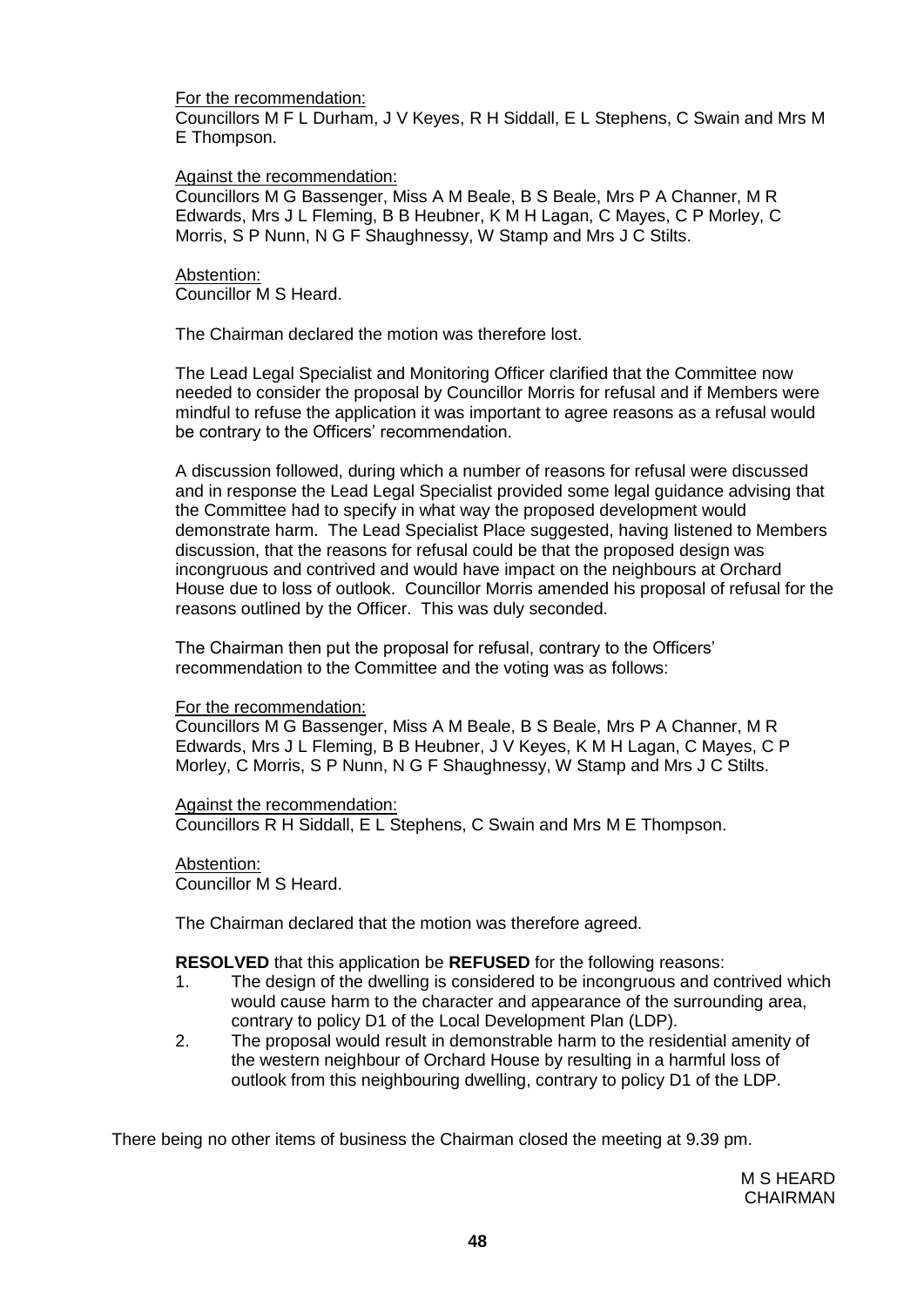<u>For the recommendation:</u>
Councillors M F L Durham, J V Keyes, R H Siddall, E L Stephens, C Swain and Mrs M E Thompson.

<u>Against the recommendation:</u>
Councillors M G Bassenger, Miss A M Beale, B S Beale, Mrs P A Channer, M R Edwards, Mrs J L Fleming, B B Heubner, K M H Lagan, C Mayes, C P Morley, C Morris, S P Nunn, N G F Shaughnessy, W Stamp and Mrs J C Stilts.

<u>Abstention:</u>
Councillor M S Heard.

The Chairman declared the motion was therefore lost.

The Lead Legal Specialist and Monitoring Officer clarified that the Committee now needed to consider the proposal by Councillor Morris for refusal and if Members were mindful to refuse the application it was important to agree reasons as a refusal would be contrary to the Officers' recommendation.

A discussion followed, during which a number of reasons for refusal were discussed and in response the Lead Legal Specialist provided some legal guidance advising that the Committee had to specify in what way the proposed development would demonstrate harm. The Lead Specialist Place suggested, having listened to Members discussion, that the reasons for refusal could be that the proposed design was incongruous and contrived and would have impact on the neighbours at Orchard House due to loss of outlook. Councillor Morris amended his proposal of refusal for the reasons outlined by the Officer. This was duly seconded.

The Chairman then put the proposal for refusal, contrary to the Officers' recommendation to the Committee and the voting was as follows:

<u>For the recommendation:</u>
Councillors M G Bassenger, Miss A M Beale, B S Beale, Mrs P A Channer, M R Edwards, Mrs J L Fleming, B B Heubner, J V Keyes, K M H Lagan, C Mayes, C P Morley, C Morris, S P Nunn, N G F Shaughnessy, W Stamp and Mrs J C Stilts.

<u>Against the recommendation:</u>
Councillors R H Siddall, E L Stephens, C Swain and Mrs M E Thompson.

<u>Abstention:</u>
Councillor M S Heard.

The Chairman declared that the motion was therefore agreed.

**RESOLVED** that this application be **REFUSED** for the following reasons:

1. The design of the dwelling is considered to be incongruous and contrived which would cause harm to the character and appearance of the surrounding area, contrary to policy D1 of the Local Development Plan (LDP).
2. The proposal would result in demonstrable harm to the residential amenity of the western neighbour of Orchard House by resulting in a harmful loss of outlook from this neighbouring dwelling, contrary to policy D1 of the LDP.

There being no other items of business the Chairman closed the meeting at 9.39 pm.

M S HEARD
CHAIRMAN